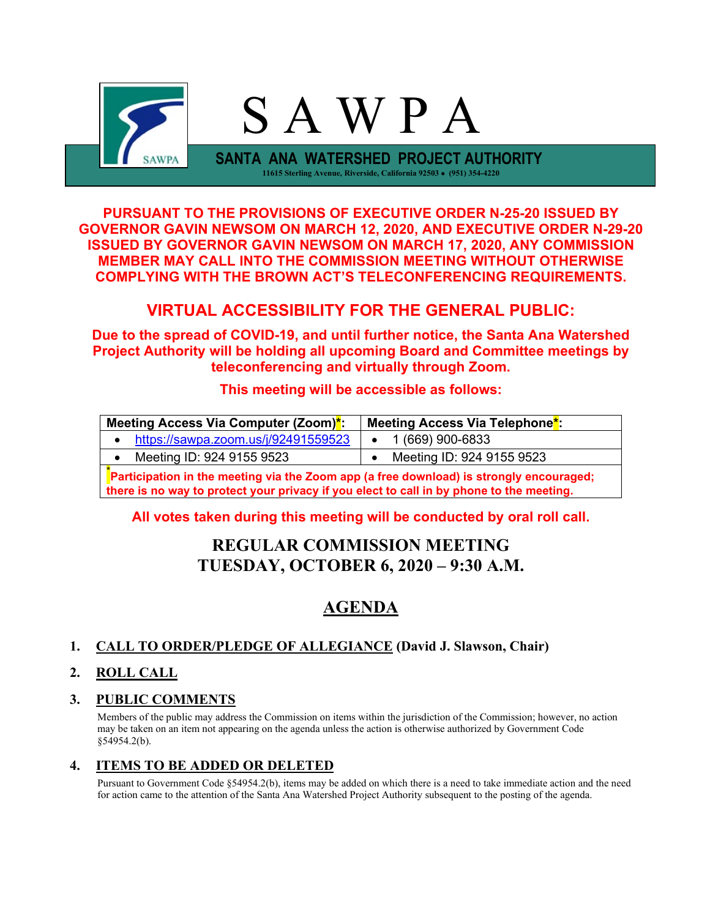# SAWPA

**SANTA ANA WATERSHED PROJECT AUTHORITY**

11615 Sterling Avenue, Riverside, California 92503 • (951) 354-4220

**PURSUANT TO THE PROVISIONS OF EXECUTIVE ORDER N-25-20 ISSUED BY GOVERNOR GAVIN NEWSOM ON MARCH 12, 2020, AND EXECUTIVE ORDER N-29-20 ISSUED BY GOVERNOR GAVIN NEWSOM ON MARCH 17, 2020, ANY COMMISSION MEMBER MAY CALL INTO THE COMMISSION MEETING WITHOUT OTHERWISE COMPLYING WITH THE BROWN ACT'S TELECONFERENCING REQUIREMENTS.**

## VIRTUAL ACCESSIBILITY FOR THE GENERAL PUBLIC:

**Due to the spread of COVID-19, and until further notice, the Santa Ana Watershed Project Authority will be holding all upcoming Board and Committee meetings by teleconferencing and virtually through Zoom.**

**This meeting will be accessible as follows:**

| Meeting Access Via Computer (Zoom)*: | Meeting Access Via Telephone*: |
|---|---|
| • https://sawpa.zoom.us/j/92491559523 | • 1 (669) 900-6833 |
| • Meeting ID: 924 9155 9523 | • Meeting ID: 924 9155 9523 |
| *Participation in the meeting via the Zoom app (a free download) is strongly encouraged; there is no way to protect your privacy if you elect to call in by phone to the meeting. | |

**All votes taken during this meeting will be conducted by oral roll call.**

## REGULAR COMMISSION MEETING
## TUESDAY, OCTOBER 6, 2020 – 9:30 A.M.

## AGENDA

1. **CALL TO ORDER/PLEDGE OF ALLEGIANCE (David J. Slawson, Chair)**

2. **ROLL CALL**

3. **PUBLIC COMMENTS**

   Members of the public may address the Commission on items within the jurisdiction of the Commission; however, no action may be taken on an item not appearing on the agenda unless the action is otherwise authorized by Government Code §54954.2(b).

4. **ITEMS TO BE ADDED OR DELETED**

   Pursuant to Government Code §54954.2(b), items may be added on which there is a need to take immediate action and the need for action came to the attention of the Santa Ana Watershed Project Authority subsequent to the posting of the agenda.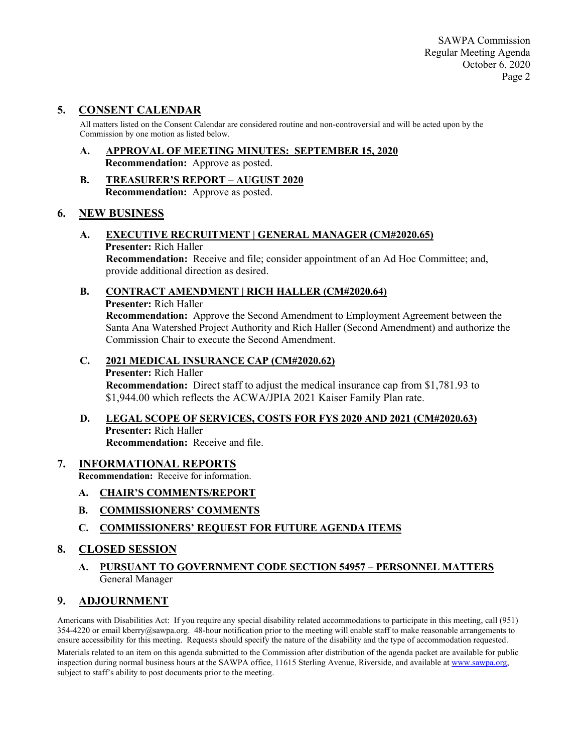## 5. CONSENT CALENDAR

All matters listed on the Consent Calendar are considered routine and non-controversial and will be acted upon by the Commission by one motion as listed below.

**A. APPROVAL OF MEETING MINUTES: SEPTEMBER 15, 2020**
**Recommendation:** Approve as posted.

**B. TREASURER'S REPORT – AUGUST 2020**
**Recommendation:** Approve as posted.

## 6. NEW BUSINESS

**A. EXECUTIVE RECRUITMENT | GENERAL MANAGER (CM#2020.65)**
**Presenter:** Rich Haller
**Recommendation:** Receive and file; consider appointment of an Ad Hoc Committee; and, provide additional direction as desired.

**B. CONTRACT AMENDMENT | RICH HALLER (CM#2020.64)**
**Presenter:** Rich Haller
**Recommendation:** Approve the Second Amendment to Employment Agreement between the Santa Ana Watershed Project Authority and Rich Haller (Second Amendment) and authorize the Commission Chair to execute the Second Amendment.

**C. 2021 MEDICAL INSURANCE CAP (CM#2020.62)**
**Presenter:** Rich Haller
**Recommendation:** Direct staff to adjust the medical insurance cap from $1,781.93 to $1,944.00 which reflects the ACWA/JPIA 2021 Kaiser Family Plan rate.

**D. LEGAL SCOPE OF SERVICES, COSTS FOR FYS 2020 AND 2021 (CM#2020.63)**
**Presenter:** Rich Haller
**Recommendation:** Receive and file.

## 7. INFORMATIONAL REPORTS

**Recommendation:** Receive for information.

**A. CHAIR'S COMMENTS/REPORT**

**B. COMMISSIONERS' COMMENTS**

**C. COMMISSIONERS' REQUEST FOR FUTURE AGENDA ITEMS**

## 8. CLOSED SESSION

**A. PURSUANT TO GOVERNMENT CODE SECTION 54957 – PERSONNEL MATTERS**
General Manager

## 9. ADJOURNMENT

Americans with Disabilities Act: If you require any special disability related accommodations to participate in this meeting, call (951) 354-4220 or email kberry@sawpa.org. 48-hour notification prior to the meeting will enable staff to make reasonable arrangements to ensure accessibility for this meeting. Requests should specify the nature of the disability and the type of accommodation requested.

Materials related to an item on this agenda submitted to the Commission after distribution of the agenda packet are available for public inspection during normal business hours at the SAWPA office, 11615 Sterling Avenue, Riverside, and available at www.sawpa.org, subject to staff's ability to post documents prior to the meeting.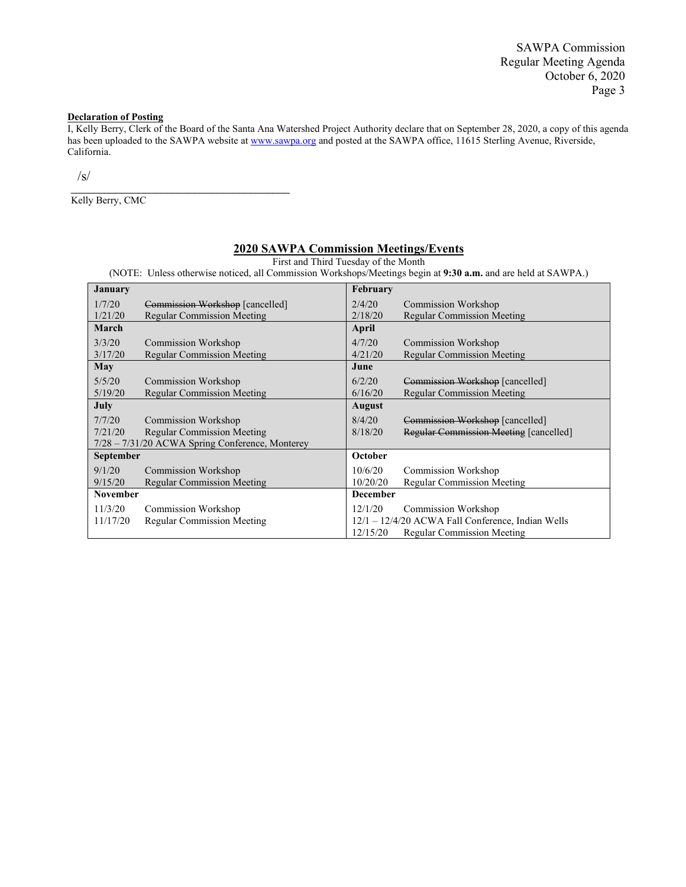**Declaration of Posting**

I, Kelly Berry, Clerk of the Board of the Santa Ana Watershed Project Authority declare that on September 28, 2020, a copy of this agenda has been uploaded to the SAWPA website at www.sawpa.org and posted at the SAWPA office, 11615 Sterling Avenue, Riverside, California.

/s/

Kelly Berry, CMC

## 2020 SAWPA Commission Meetings/Events

First and Third Tuesday of the Month

(NOTE: Unless otherwise noticed, all Commission Workshops/Meetings begin at **9:30 a.m.** and are held at SAWPA.)

| **January** | | **February** | |
|---|---|---|---|
| 1/7/20 | ~~Commission Workshop~~ [cancelled] | 2/4/20 | Commission Workshop |
| 1/21/20 | Regular Commission Meeting | 2/18/20 | Regular Commission Meeting |
| **March** | | **April** | |
| 3/3/20 | Commission Workshop | 4/7/20 | Commission Workshop |
| 3/17/20 | Regular Commission Meeting | 4/21/20 | Regular Commission Meeting |
| **May** | | **June** | |
| 5/5/20 | Commission Workshop | 6/2/20 | ~~Commission Workshop~~ [cancelled] |
| 5/19/20 | Regular Commission Meeting | 6/16/20 | Regular Commission Meeting |
| **July** | | **August** | |
| 7/7/20 | Commission Workshop | 8/4/20 | ~~Commission Workshop~~ [cancelled] |
| 7/21/20 | Regular Commission Meeting | 8/18/20 | ~~Regular Commission Meeting~~ [cancelled] |
| 7/28 – 7/31/20 ACWA Spring Conference, Monterey | | | |
| **September** | | **October** | |
| 9/1/20 | Commission Workshop | 10/6/20 | Commission Workshop |
| 9/15/20 | Regular Commission Meeting | 10/20/20 | Regular Commission Meeting |
| **November** | | **December** | |
| 11/3/20 | Commission Workshop | 12/1/20 | Commission Workshop |
| 11/17/20 | Regular Commission Meeting | 12/1 – 12/4/20 ACWA Fall Conference, Indian Wells | |
| | | 12/15/20 | Regular Commission Meeting |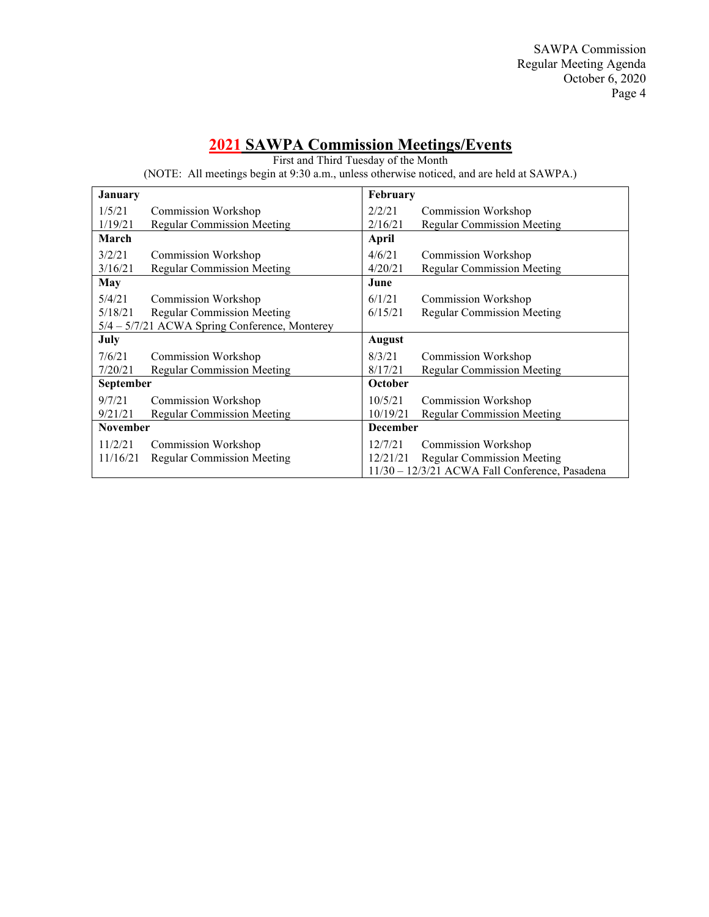## 2021 SAWPA Commission Meetings/Events

First and Third Tuesday of the Month

(NOTE: All meetings begin at 9:30 a.m., unless otherwise noticed, and are held at SAWPA.)

| | | | |
|---|---|---|---|
| **January** | | **February** | |
| 1/5/21 | Commission Workshop | 2/2/21 | Commission Workshop |
| 1/19/21 | Regular Commission Meeting | 2/16/21 | Regular Commission Meeting |
| **March** | | **April** | |
| 3/2/21 | Commission Workshop | 4/6/21 | Commission Workshop |
| 3/16/21 | Regular Commission Meeting | 4/20/21 | Regular Commission Meeting |
| **May** | | **June** | |
| 5/4/21 | Commission Workshop | 6/1/21 | Commission Workshop |
| 5/18/21 | Regular Commission Meeting | 6/15/21 | Regular Commission Meeting |
| 5/4 – 5/7/21 ACWA Spring Conference, Monterey | | | |
| **July** | | **August** | |
| 7/6/21 | Commission Workshop | 8/3/21 | Commission Workshop |
| 7/20/21 | Regular Commission Meeting | 8/17/21 | Regular Commission Meeting |
| **September** | | **October** | |
| 9/7/21 | Commission Workshop | 10/5/21 | Commission Workshop |
| 9/21/21 | Regular Commission Meeting | 10/19/21 | Regular Commission Meeting |
| **November** | | **December** | |
| 11/2/21 | Commission Workshop | 12/7/21 | Commission Workshop |
| 11/16/21 | Regular Commission Meeting | 12/21/21 | Regular Commission Meeting |
| | | 11/30 – 12/3/21 ACWA Fall Conference, Pasadena | |